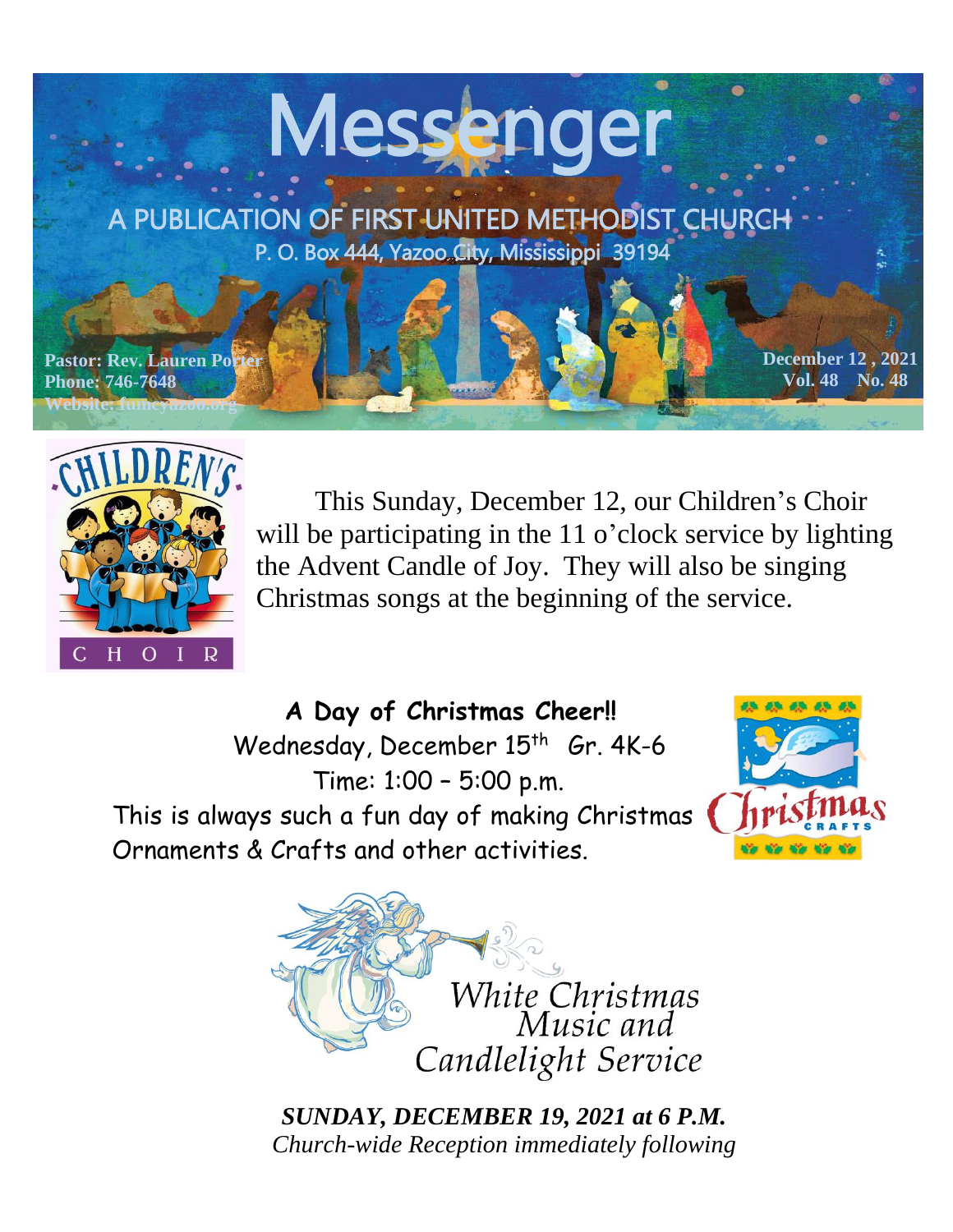# Messenger

## A PUBLICATION OF FIRST UNITED METHODIST CHURCH

P. O. Box 444, Yazoo City, Mississippi 39194

Pastor: Rev. Lauren Porter
Phone: 746-7648
Website: fumcyazoo.org

December 12, 2021
Vol. 48 No. 48

CHILDREN'S CHOIR

This Sunday, December 12, our Children's Choir will be participating in the 11 o'clock service by lighting the Advent Candle of Joy. They will also be singing Christmas songs at the beginning of the service.

**A Day of Christmas Cheer!!**

Wednesday, December 15th Gr. 4K-6

Time: 1:00 – 5:00 p.m.

This is always such a fun day of making Christmas Ornaments & Crafts and other activities.

Christmas CRAFTS

*White Christmas Music and Candlelight Service*

***SUNDAY, DECEMBER 19, 2021 at 6 P.M.***

*Church-wide Reception immediately following*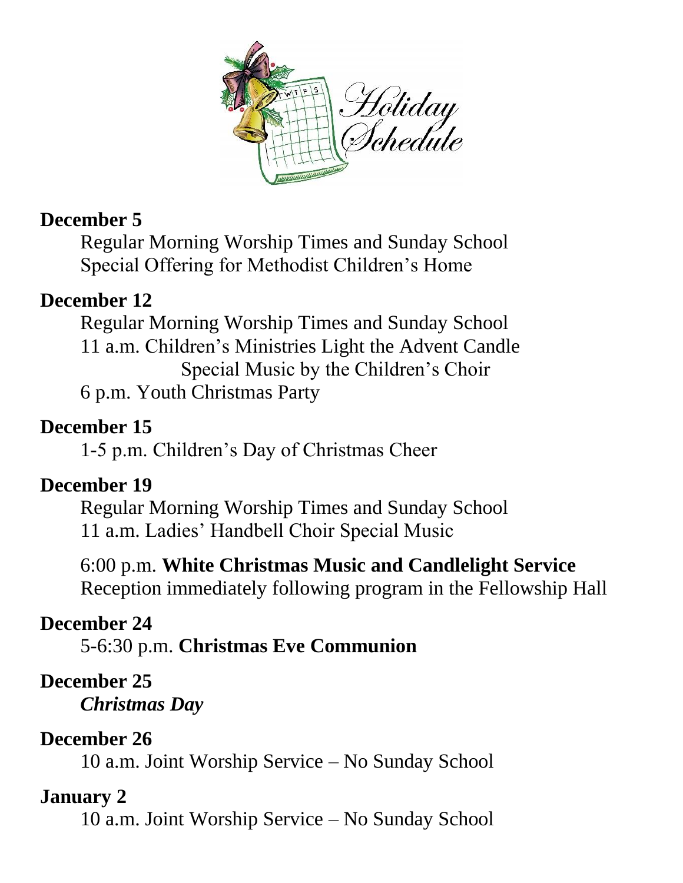# Holiday Schedule

**December 5**

Regular Morning Worship Times and Sunday School
Special Offering for Methodist Children's Home

**December 12**

Regular Morning Worship Times and Sunday School
11 a.m. Children's Ministries Light the Advent Candle
Special Music by the Children's Choir
6 p.m. Youth Christmas Party

**December 15**

1-5 p.m. Children's Day of Christmas Cheer

**December 19**

Regular Morning Worship Times and Sunday School
11 a.m. Ladies' Handbell Choir Special Music

6:00 p.m. **White Christmas Music and Candlelight Service**
Reception immediately following program in the Fellowship Hall

**December 24**

5-6:30 p.m. **Christmas Eve Communion**

**December 25**

***Christmas Day***

**December 26**

10 a.m. Joint Worship Service – No Sunday School

**January 2**

10 a.m. Joint Worship Service – No Sunday School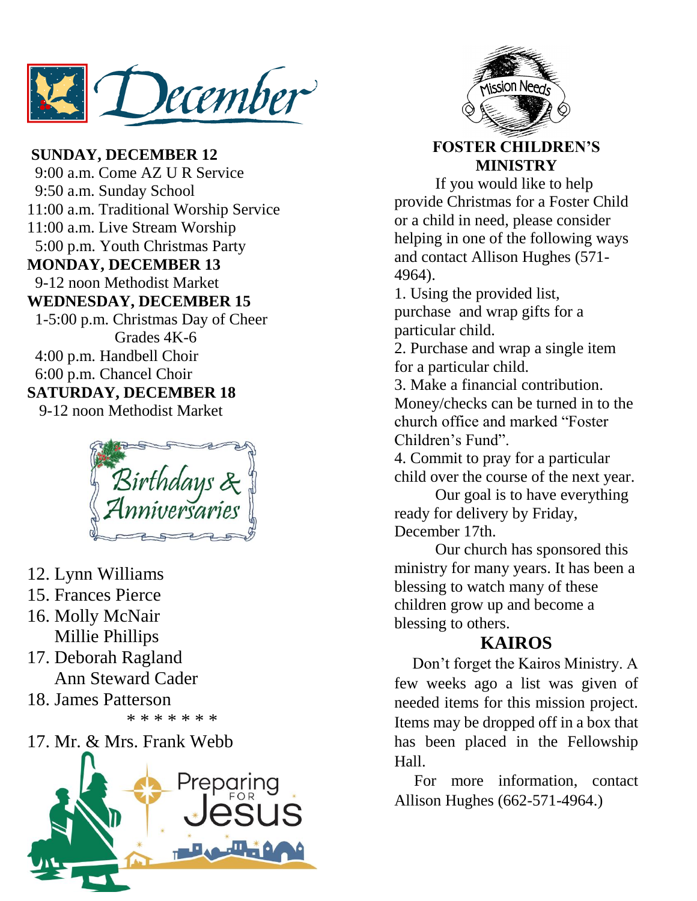# December

**SUNDAY, DECEMBER 12**

9:00 a.m. Come AZ U R Service
9:50 a.m. Sunday School
11:00 a.m. Traditional Worship Service
11:00 a.m. Live Stream Worship
5:00 p.m. Youth Christmas Party

**MONDAY, DECEMBER 13**

9-12 noon Methodist Market

**WEDNESDAY, DECEMBER 15**

1-5:00 p.m. Christmas Day of Cheer
Grades 4K-6
4:00 p.m. Handbell Choir
6:00 p.m. Chancel Choir

**SATURDAY, DECEMBER 18**

9-12 noon Methodist Market

## Birthdays & Anniversaries

12. Lynn Williams
15. Frances Pierce
16. Molly McNair
    Millie Phillips
17. Deborah Ragland
    Ann Steward Cader
18. James Patterson

\* \* \* \* \* \* \*

17. Mr. & Mrs. Frank Webb

Preparing FOR Jesus

## Mission Needs

### FOSTER CHILDREN'S MINISTRY

If you would like to help provide Christmas for a Foster Child or a child in need, please consider helping in one of the following ways and contact Allison Hughes (571-4964).

1. Using the provided list, purchase and wrap gifts for a particular child.
2. Purchase and wrap a single item for a particular child.
3. Make a financial contribution. Money/checks can be turned in to the church office and marked "Foster Children's Fund".
4. Commit to pray for a particular child over the course of the next year.

Our goal is to have everything ready for delivery by Friday, December 17th.

Our church has sponsored this ministry for many years. It has been a blessing to watch many of these children grow up and become a blessing to others.

### KAIROS

Don't forget the Kairos Ministry. A few weeks ago a list was given of needed items for this mission project. Items may be dropped off in a box that has been placed in the Fellowship Hall.

For more information, contact Allison Hughes (662-571-4964.)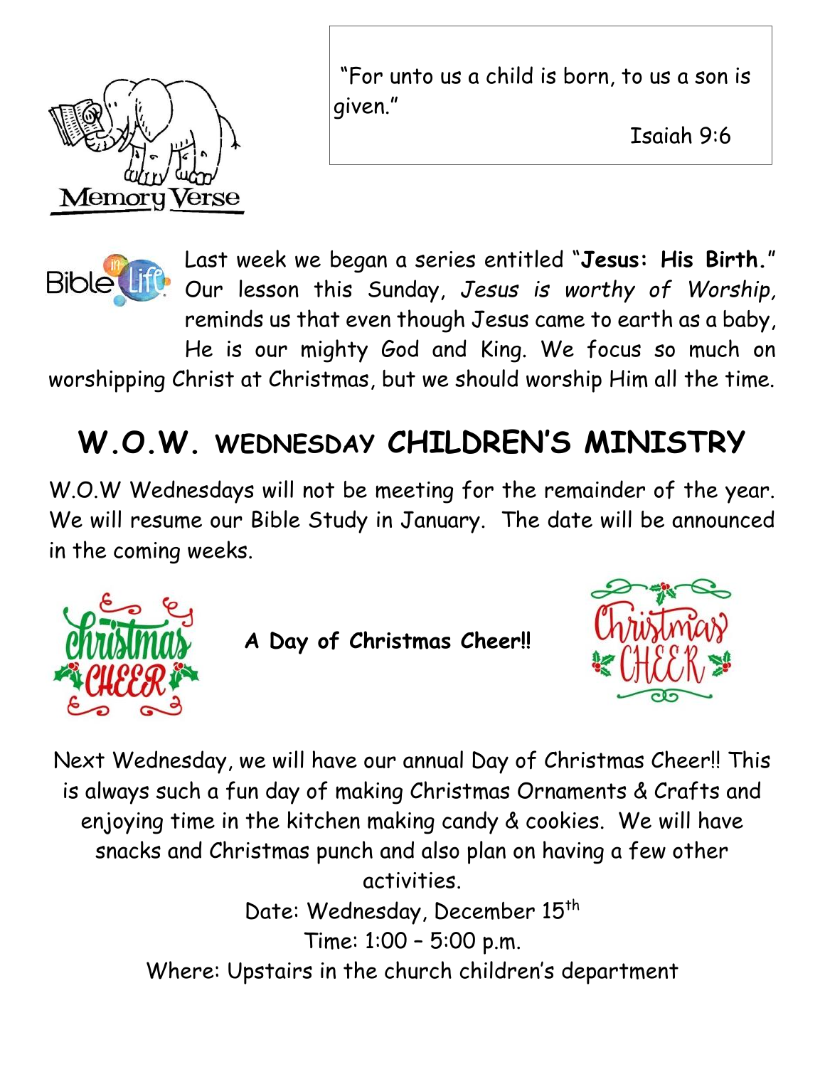Memory Verse

"For unto us a child is born, to us a son is given."

Isaiah 9:6

Bible in Life

Last week we began a series entitled "**Jesus: His Birth.**" Our lesson this Sunday, *Jesus is worthy of Worship,* reminds us that even though Jesus came to earth as a baby, He is our mighty God and King. We focus so much on worshipping Christ at Christmas, but we should worship Him all the time.

# W.O.W. WEDNESDAY CHILDREN'S MINISTRY

W.O.W Wednesdays will not be meeting for the remainder of the year. We will resume our Bible Study in January. The date will be announced in the coming weeks.

**A Day of Christmas Cheer!!**

Next Wednesday, we will have our annual Day of Christmas Cheer!! This is always such a fun day of making Christmas Ornaments & Crafts and enjoying time in the kitchen making candy & cookies. We will have snacks and Christmas punch and also plan on having a few other activities.

Date: Wednesday, December 15th

Time: 1:00 – 5:00 p.m.

Where: Upstairs in the church children's department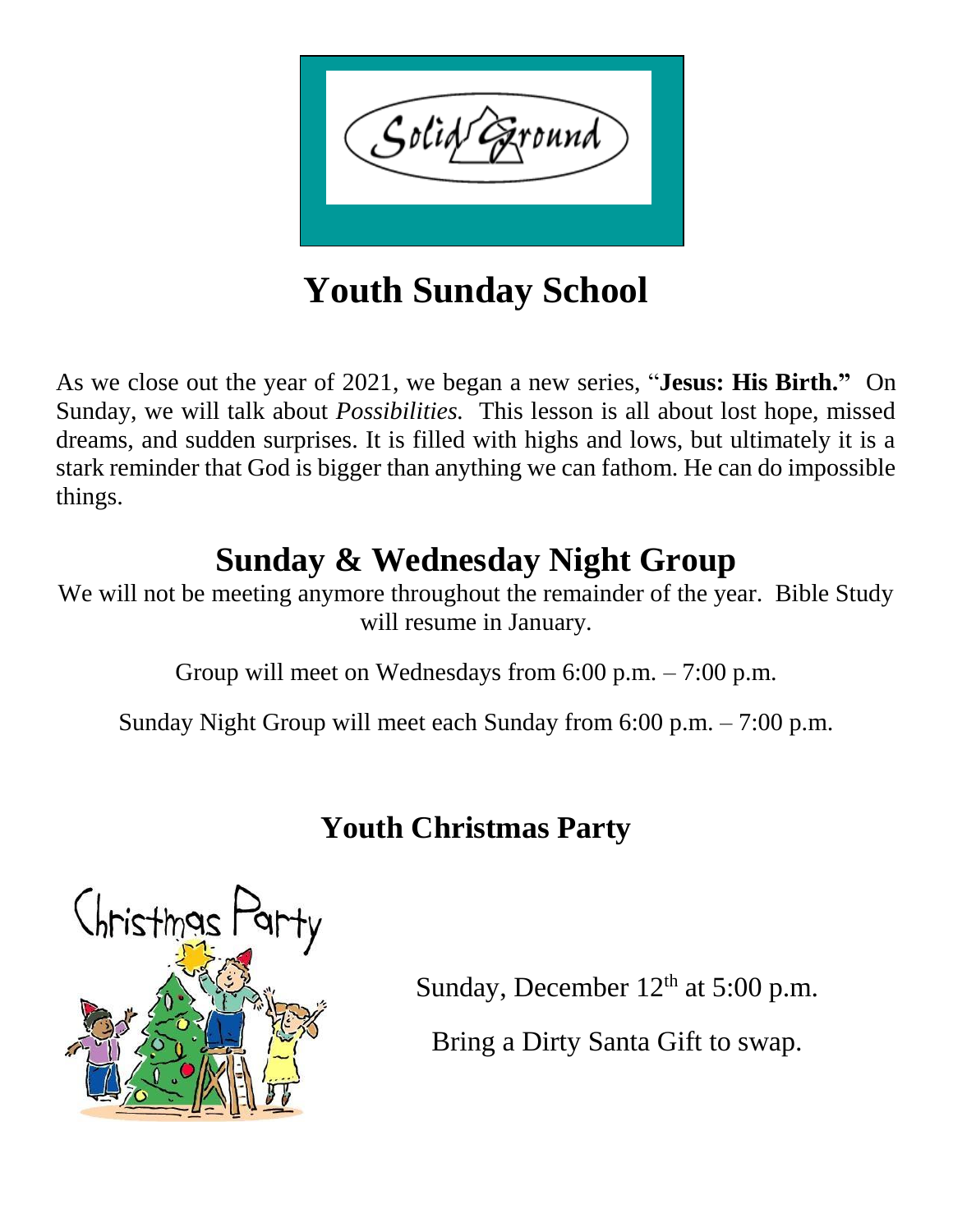# Youth Sunday School

As we close out the year of 2021, we began a new series, "**Jesus: His Birth.**" On Sunday, we will talk about *Possibilities.* This lesson is all about lost hope, missed dreams, and sudden surprises. It is filled with highs and lows, but ultimately it is a stark reminder that God is bigger than anything we can fathom. He can do impossible things.

## Sunday & Wednesday Night Group

We will not be meeting anymore throughout the remainder of the year. Bible Study will resume in January.

Group will meet on Wednesdays from 6:00 p.m. – 7:00 p.m.

Sunday Night Group will meet each Sunday from 6:00 p.m. – 7:00 p.m.

## Youth Christmas Party

Sunday, December 12th at 5:00 p.m.

Bring a Dirty Santa Gift to swap.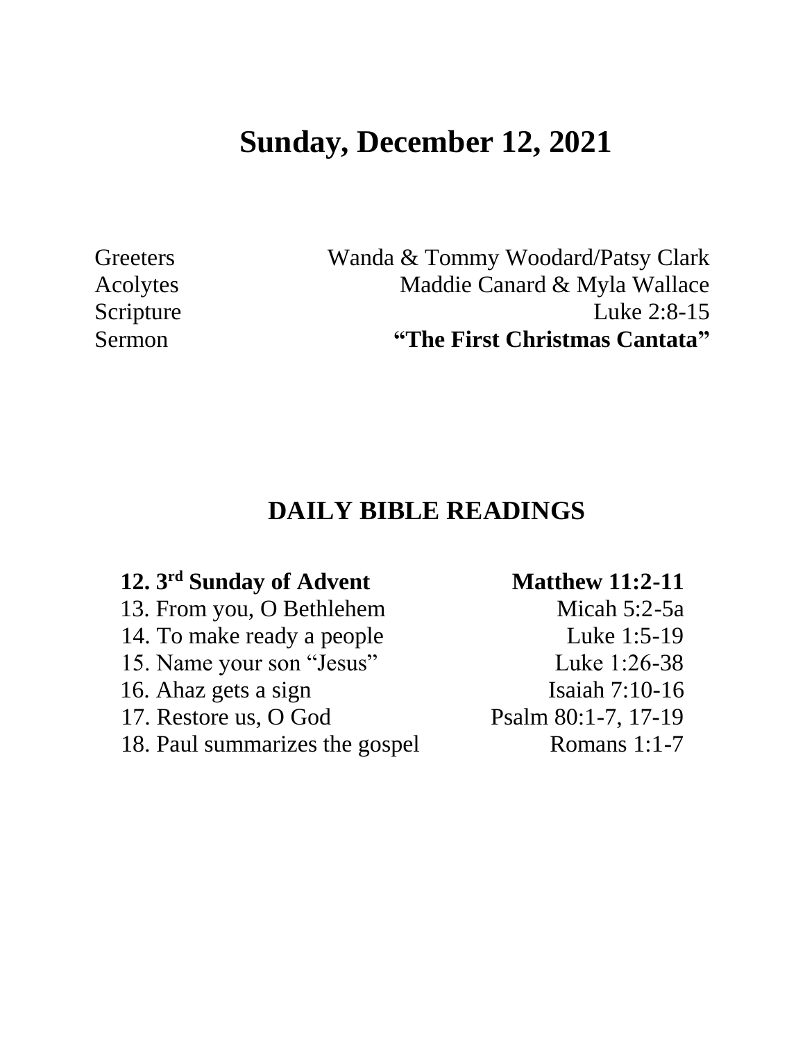# Sunday, December 12, 2021

| | |
|---|---|
| Greeters | Wanda & Tommy Woodard/Patsy Clark |
| Acolytes | Maddie Canard & Myla Wallace |
| Scripture | Luke 2:8-15 |
| Sermon | **"The First Christmas Cantata"** |

## DAILY BIBLE READINGS

| | |
|---|---|
| **12. 3rd Sunday of Advent** | **Matthew 11:2-11** |
| 13. From you, O Bethlehem | Micah 5:2-5a |
| 14. To make ready a people | Luke 1:5-19 |
| 15. Name your son "Jesus" | Luke 1:26-38 |
| 16. Ahaz gets a sign | Isaiah 7:10-16 |
| 17. Restore us, O God | Psalm 80:1-7, 17-19 |
| 18. Paul summarizes the gospel | Romans 1:1-7 |